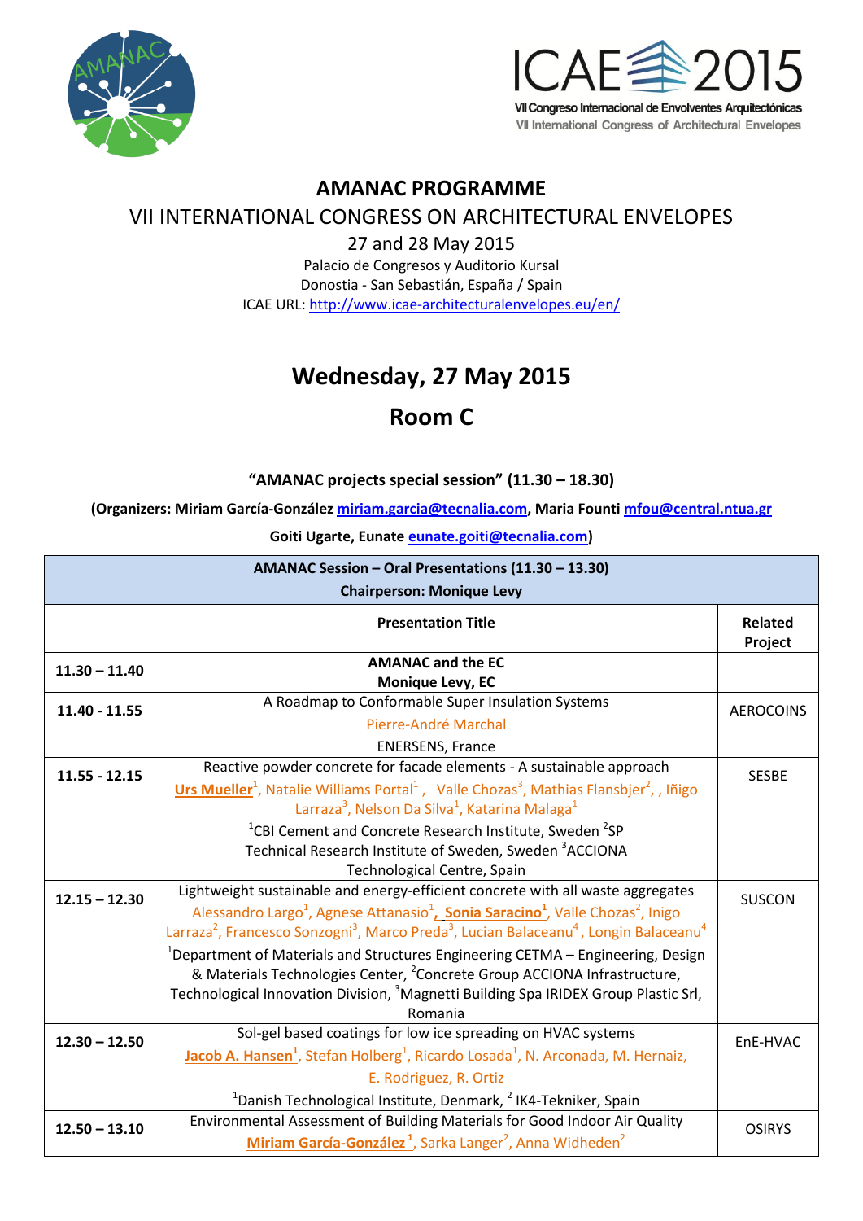# AMANAC PROGRAMME

## VII INTERNATIONAL CONGRESS ON ARCHITECTURAL ENVELOPES

27 and 28 May 2015

Palacio de Congresos y Auditorio Kursal

Donostia - San Sebastián, España / Spain

ICAE URL: http://www.icae-architecturalenvelopes.eu/en/

# Wednesday, 27 May 2015

# Room C

**"AMANAC projects special session" (11.30 – 18.30)**

**(Organizers: Miriam García-González miriam.garcia@tecnalia.com, Maria Founti mfou@central.ntua.gr**

**Goiti Ugarte, Eunate eunate.goiti@tecnalia.com)**

| **AMANAC Session – Oral Presentations (11.30 – 13.30)<br>Chairperson: Monique Levy** | | |
|---|---|---|
| | **Presentation Title** | **Related Project** |
| **11.30 – 11.40** | **AMANAC and the EC**<br>**Monique Levy, EC** | |
| **11.40 - 11.55** | A Roadmap to Conformable Super Insulation Systems<br>Pierre-André Marchal<br>ENERSENS, France | AEROCOINS |
| **11.55 - 12.15** | Reactive powder concrete for facade elements - A sustainable approach<br>**Urs Mueller**[1], Natalie Williams Portal[1], Valle Chozas[3], Mathias Flansbjer[2], , Iñigo Larraza[3], Nelson Da Silva[1], Katarina Malaga[1]<br>[1]CBI Cement and Concrete Research Institute, Sweden [2]SP Technical Research Institute of Sweden, Sweden [3]ACCIONA Technological Centre, Spain | SESBE |
| **12.15 – 12.30** | Lightweight sustainable and energy-efficient concrete with all waste aggregates<br>Alessandro Largo[1], Agnese Attanasio[1], **Sonia Saracino**[1], Valle Chozas[2], Inigo Larraza[2], Francesco Sonzogni[3], Marco Preda[3], Lucian Balaceanu[4], Longin Balaceanu[4]<br>[1]Department of Materials and Structures Engineering CETMA – Engineering, Design & Materials Technologies Center, [2]Concrete Group ACCIONA Infrastructure, Technological Innovation Division, [3]Magnetti Building Spa IRIDEX Group Plastic Srl, Romania | SUSCON |
| **12.30 – 12.50** | Sol-gel based coatings for low ice spreading on HVAC systems<br>**Jacob A. Hansen**[1], Stefan Holberg[1], Ricardo Losada[1], N. Arconada, M. Hernaiz, E. Rodriguez, R. Ortiz<br>[1]Danish Technological Institute, Denmark, [2] IK4-Tekniker, Spain | EnE-HVAC |
| **12.50 – 13.10** | Environmental Assessment of Building Materials for Good Indoor Air Quality<br>**Miriam García-González**[1], Sarka Langer[2], Anna Widheden[2] | OSIRYS |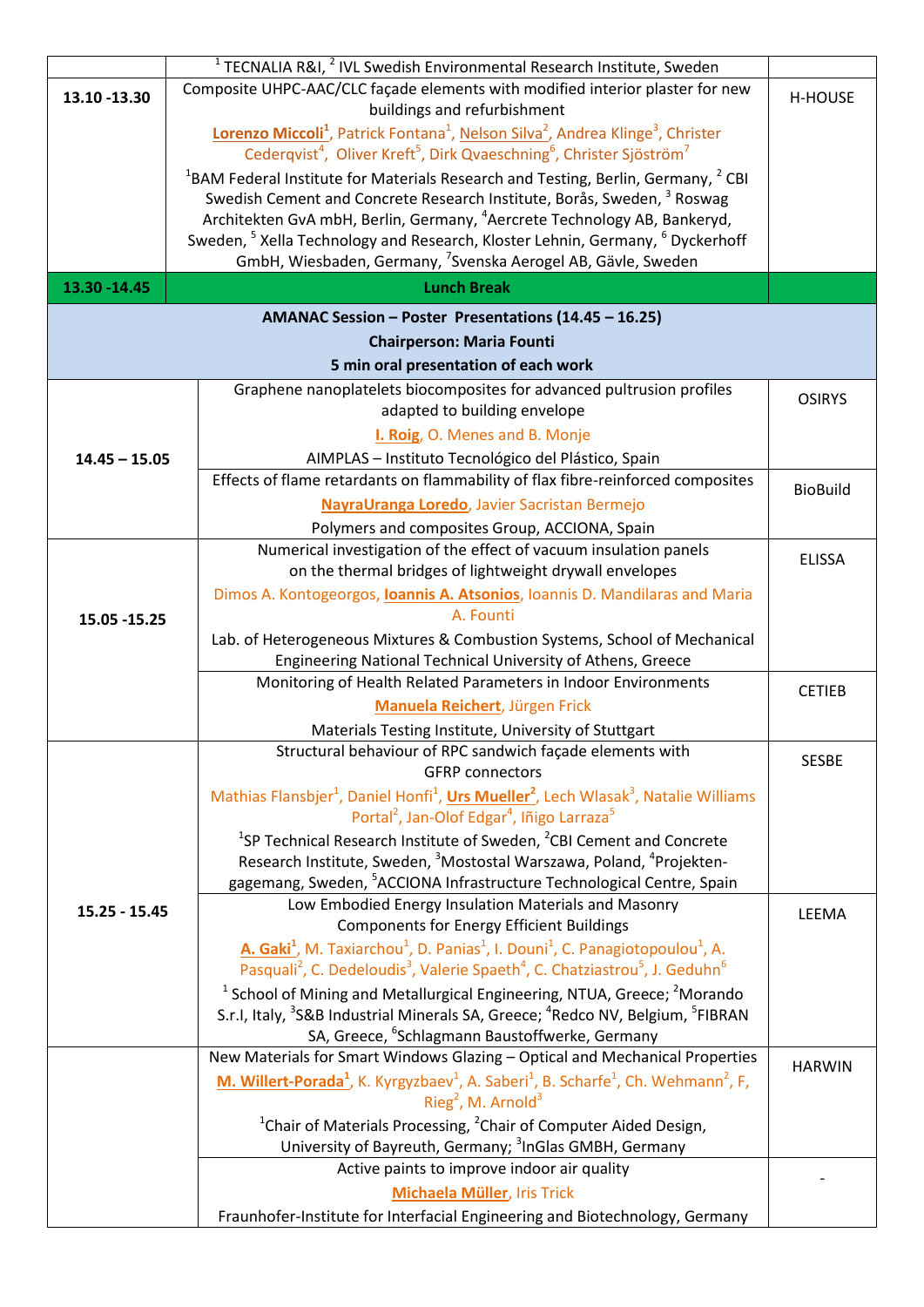| | | |
|---|---|---|
| | [1] TECNALIA R&I, [2] IVL Swedish Environmental Research Institute, Sweden | |
| **13.10 -13.30** | Composite UHPC-AAC/CLC façade elements with modified interior plaster for new buildings and refurbishment<br>**Lorenzo Miccoli[1]**, Patrick Fontana[1], Nelson Silva[2], Andrea Klinge[3], Christer Cederqvist[4], Oliver Kreft[5], Dirk Qvaeschning[6], Christer Sjöström[7]<br>[1]BAM Federal Institute for Materials Research and Testing, Berlin, Germany, [2] CBI Swedish Cement and Concrete Research Institute, Borås, Sweden, [3] Roswag Architekten GvA mbH, Berlin, Germany, [4]Aercrete Technology AB, Bankeryd, Sweden, [5] Xella Technology and Research, Kloster Lehnin, Germany, [6] Dyckerhoff GmbH, Wiesbaden, Germany, [7]Svenska Aerogel AB, Gävle, Sweden | H-HOUSE |
| **13.30 -14.45** | **Lunch Break** | |

**AMANAC Session – Poster Presentations (14.45 – 16.25)**

**Chairperson: Maria Founti**

**5 min oral presentation of each work**

| | | |
|---|---|---|
| **14.45 – 15.05** | Graphene nanoplatelets biocomposites for advanced pultrusion profiles adapted to building envelope<br>**I. Roig**, O. Menes and B. Monje<br>AIMPLAS – Instituto Tecnológico del Plástico, Spain | OSIRYS |
| | Effects of flame retardants on flammability of flax fibre-reinforced composites<br>**NayraUranga Loredo**, Javier Sacristan Bermejo<br>Polymers and composites Group, ACCIONA, Spain | BioBuild |
| **15.05 -15.25** | Numerical investigation of the effect of vacuum insulation panels on the thermal bridges of lightweight drywall envelopes<br>Dimos A. Kontogeorgos, **Ioannis A. Atsonios**, Ioannis D. Mandilaras and Maria A. Founti<br>Lab. of Heterogeneous Mixtures & Combustion Systems, School of Mechanical Engineering National Technical University of Athens, Greece | ELISSA |
| | Monitoring of Health Related Parameters in Indoor Environments<br>**Manuela Reichert**, Jürgen Frick<br>Materials Testing Institute, University of Stuttgart | CETIEB |
| **15.25 - 15.45** | Structural behaviour of RPC sandwich façade elements with GFRP connectors<br>Mathias Flansbjer[1], Daniel Honfi[1], **Urs Mueller[2]**, Lech Wlasak[3], Natalie Williams Portal[2], Jan-Olof Edgar[4], Iñigo Larraza[5]<br>[1]SP Technical Research Institute of Sweden, [2]CBI Cement and Concrete Research Institute, Sweden, [3]Mostostal Warszawa, Poland, [4]Projekten-gagemang, Sweden, [5]ACCIONA Infrastructure Technological Centre, Spain | SESBE |
| | Low Embodied Energy Insulation Materials and Masonry Components for Energy Efficient Buildings<br>**A. Gaki[1]**, M. Taxiarchou[1], D. Panias[1], I. Douni[1], C. Panagiotopoulou[1], A. Pasquali[2], C. Dedeloudis[3], Valerie Spaeth[4], C. Chatziastrou[5], J. Geduhn[6]<br>[1] School of Mining and Metallurgical Engineering, NTUA, Greece; [2]Morando S.r.I, Italy, [3]S&B Industrial Minerals SA, Greece; [4]Redco NV, Belgium, [5]FIBRAN SA, Greece, [6]Schlagmann Baustoffwerke, Germany | LEEMA |
| | New Materials for Smart Windows Glazing – Optical and Mechanical Properties<br>**M. Willert-Porada[1]**, K. Kyrgyzbaev[1], A. Saberi[1], B. Scharfe[1], Ch. Wehmann[2], F, Rieg[2], M. Arnold[3]<br>[1]Chair of Materials Processing, [2]Chair of Computer Aided Design, University of Bayreuth, Germany; [3]InGlas GMBH, Germany | HARWIN |
| | Active paints to improve indoor air quality<br>**Michaela Müller**, Iris Trick<br>Fraunhofer-Institute for Interfacial Engineering and Biotechnology, Germany | - |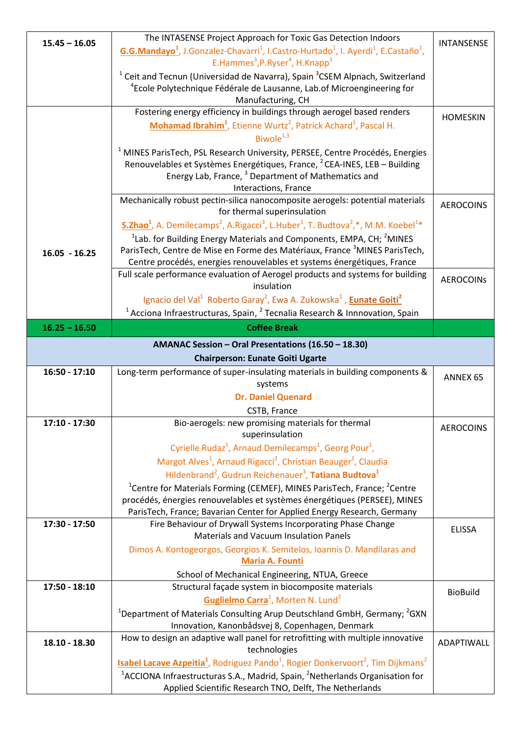| | | |
|---|---|---|
| **15.45 – 16.05** | The INTASENSE Project Approach for Toxic Gas Detection Indoors<br>**G.G.Mandayo[1]**, J.Gonzalez-Chavarri[1], I.Castro-Hurtado[1], I. Ayerdi[1], E.Castaño[1], E.Hammes[3],P.Ryser[4], H.Knapp[3]<br>[1] Ceit and Tecnun (Universidad de Navarra), Spain [3]CSEM Alpnach, Switzerland [4]Ecole Polytechnique Fédérale de Lausanne, Lab.of Microengineering for Manufacturing, CH | INTANSENSE |
| **16.05 - 16.25** | Fostering energy efficiency in buildings through aerogel based renders<br>**Mohamad Ibrahim[1]**, Etienne Wurtz[2], Patrick Achard[1], Pascal H. Biwole[1,3]<br>[1] MINES ParisTech, PSL Research University, PERSEE, Centre Procédés, Energies Renouvelables et Systèmes Energétiques, France, [2] CEA-INES, LEB – Building Energy Lab, France, [3] Department of Mathematics and Interactions, France | HOMESKIN |
| | Mechanically robust pectin-silica nanocomposite aerogels: potential materials for thermal superinsulation<br>**S.Zhao[1]**, A. Demilecamps[2], A.Rigacci[3], L.Huber[1], T. Budtova[2],*, M.M. Koebel[1]*<br>[1]Lab. for Building Energy Materials and Components, EMPA, CH; [2]MINES ParisTech, Centre de Mise en Forme des Matériaux, France [3]MINES ParisTech, Centre procédés, energies renouvelables et systems énergétiques, France | AEROCOINS |
| | Full scale performance evaluation of Aerogel products and systems for building insulation<br>Ignacio del Val[1] Roberto Garay[2], Ewa A. Zukowska[1] , **Eunate Goiti[2]**<br>[1] Acciona Infraestructuras, Spain, [2] Tecnalia Research & Innnovation, Spain | AEROCOINs |
| **16.25 – 16.50** | **Coffee Break** | |
| | **AMANAC Session – Oral Presentations (16.50 – 18.30)**<br>**Chairperson: Eunate Goiti Ugarte** | |
| **16:50 - 17:10** | Long-term performance of super-insulating materials in building components & systems<br>**Dr. Daniel Quenard**<br>CSTB, France | ANNEX 65 |
| **17:10 - 17:30** | Bio-aerogels: new promising materials for thermal superinsulation<br>Cyrielle Rudaz[1], Arnaud Demilecamps[1], Georg Pour[1], Margot Alves[1], Arnaud Rigacci[2], Christian Beauger[2], Claudia Hildenbrand[2], Gudrun Reichenauer[3], **Tatiana Budtova[1]**<br>[1]Centre for Materials Forming (CEMEF), MINES ParisTech, France; [2]Centre procédés, énergies renouvelables et systèmes énergétiques (PERSEE), MINES ParisTech, France; Bavarian Center for Applied Energy Research, Germany | AEROCOINS |
| **17:30 - 17:50** | Fire Behaviour of Drywall Systems Incorporating Phase Change Materials and Vacuum Insulation Panels<br>Dimos A. Kontogeorgos, Georgios K. Semitelos, Ioannis D. Mandilaras and **Maria A. Founti**<br>School of Mechanical Engineering, NTUA, Greece | ELISSA |
| **17:50 - 18:10** | Structural façade system in biocomposite materials<br>**Guglielmo Carra[1]**, Morten N. Lund[2]<br>[1]Department of Materials Consulting Arup Deutschland GmbH, Germany; [2]GXN Innovation, Kanonbådsvej 8, Copenhagen, Denmark | BioBuild |
| **18.10 - 18.30** | How to design an adaptive wall panel for retrofitting with multiple innovative technologies<br>**Isabel Lacave Azpeitia[1]**, Rodriguez Pando[1], Rogier Donkervoort[2], Tim Dijkmans[2]<br>[1]ACCIONA Infraestructuras S.A., Madrid, Spain, [2]Netherlands Organisation for Applied Scientific Research TNO, Delft, The Netherlands | ADAPTIWALL |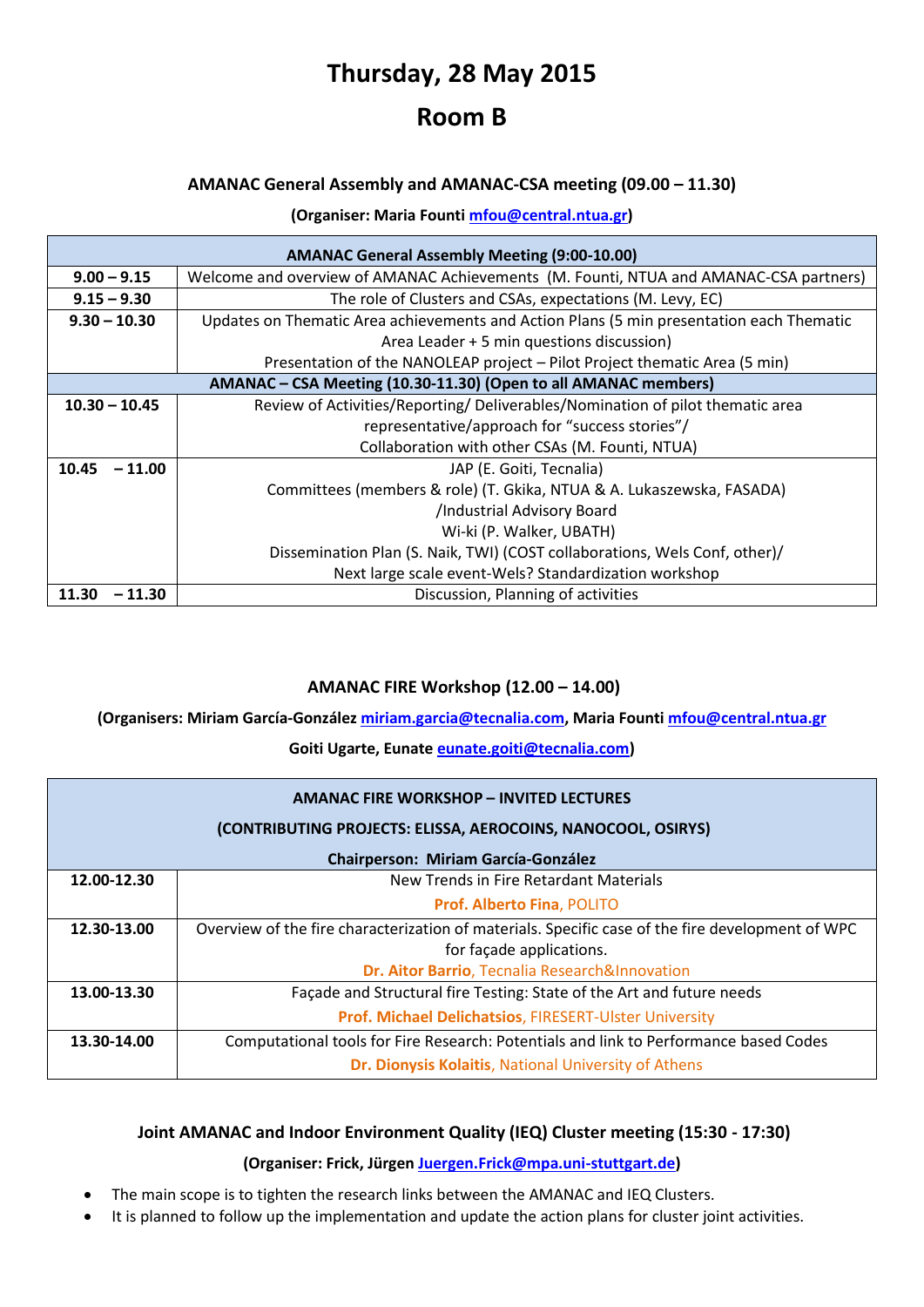# Thursday, 28 May 2015

# Room B

### AMANAC General Assembly and AMANAC-CSA meeting (09.00 – 11.30)

**(Organiser: Maria Founti mfou@central.ntua.gr)**

| | |
|---|---|
| **AMANAC General Assembly Meeting (9:00-10.00)** | |
| **9.00 – 9.15** | Welcome and overview of AMANAC Achievements (M. Founti, NTUA and AMANAC-CSA partners) |
| **9.15 – 9.30** | The role of Clusters and CSAs, expectations (M. Levy, EC) |
| **9.30 – 10.30** | Updates on Thematic Area achievements and Action Plans (5 min presentation each Thematic Area Leader + 5 min questions discussion)<br>Presentation of the NANOLEAP project – Pilot Project thematic Area (5 min) |
| **AMANAC – CSA Meeting (10.30-11.30) (Open to all AMANAC members)** | |
| **10.30 – 10.45** | Review of Activities/Reporting/ Deliverables/Nomination of pilot thematic area representative/approach for “success stories”/<br>Collaboration with other CSAs (M. Founti, NTUA) |
| **10.45 – 11.00** | JAP (E. Goiti, Tecnalia)<br>Committees (members & role) (T. Gkika, NTUA & A. Lukaszewska, FASADA)<br>/Industrial Advisory Board<br>Wi-ki (P. Walker, UBATH)<br>Dissemination Plan (S. Naik, TWI) (COST collaborations, Wels Conf, other)/<br>Next large scale event-Wels? Standardization workshop |
| **11.30 – 11.30** | Discussion, Planning of activities |

### AMANAC FIRE Workshop (12.00 – 14.00)

**(Organisers: Miriam García-González miriam.garcia@tecnalia.com, Maria Founti mfou@central.ntua.gr Goiti Ugarte, Eunate eunate.goiti@tecnalia.com)**

| | |
|---|---|
| **AMANAC FIRE WORKSHOP – INVITED LECTURES**<br>**(CONTRIBUTING PROJECTS: ELISSA, AEROCOINS, NANOCOOL, OSIRYS)**<br>**Chairperson: Miriam García-González** | |
| **12.00-12.30** | New Trends in Fire Retardant Materials<br>**Prof. Alberto Fina**, POLITO |
| **12.30-13.00** | Overview of the fire characterization of materials. Specific case of the fire development of WPC for façade applications.<br>**Dr. Aitor Barrio**, Tecnalia Research&Innovation |
| **13.00-13.30** | Façade and Structural fire Testing: State of the Art and future needs<br>**Prof. Michael Delichatsios**, FIRESERT-Ulster University |
| **13.30-14.00** | Computational tools for Fire Research: Potentials and link to Performance based Codes<br>**Dr. Dionysis Kolaitis**, National University of Athens |

### Joint AMANAC and Indoor Environment Quality (IEQ) Cluster meeting (15:30 - 17:30)

**(Organiser: Frick, Jürgen Juergen.Frick@mpa.uni-stuttgart.de)**

- The main scope is to tighten the research links between the AMANAC and IEQ Clusters.
- It is planned to follow up the implementation and update the action plans for cluster joint activities.